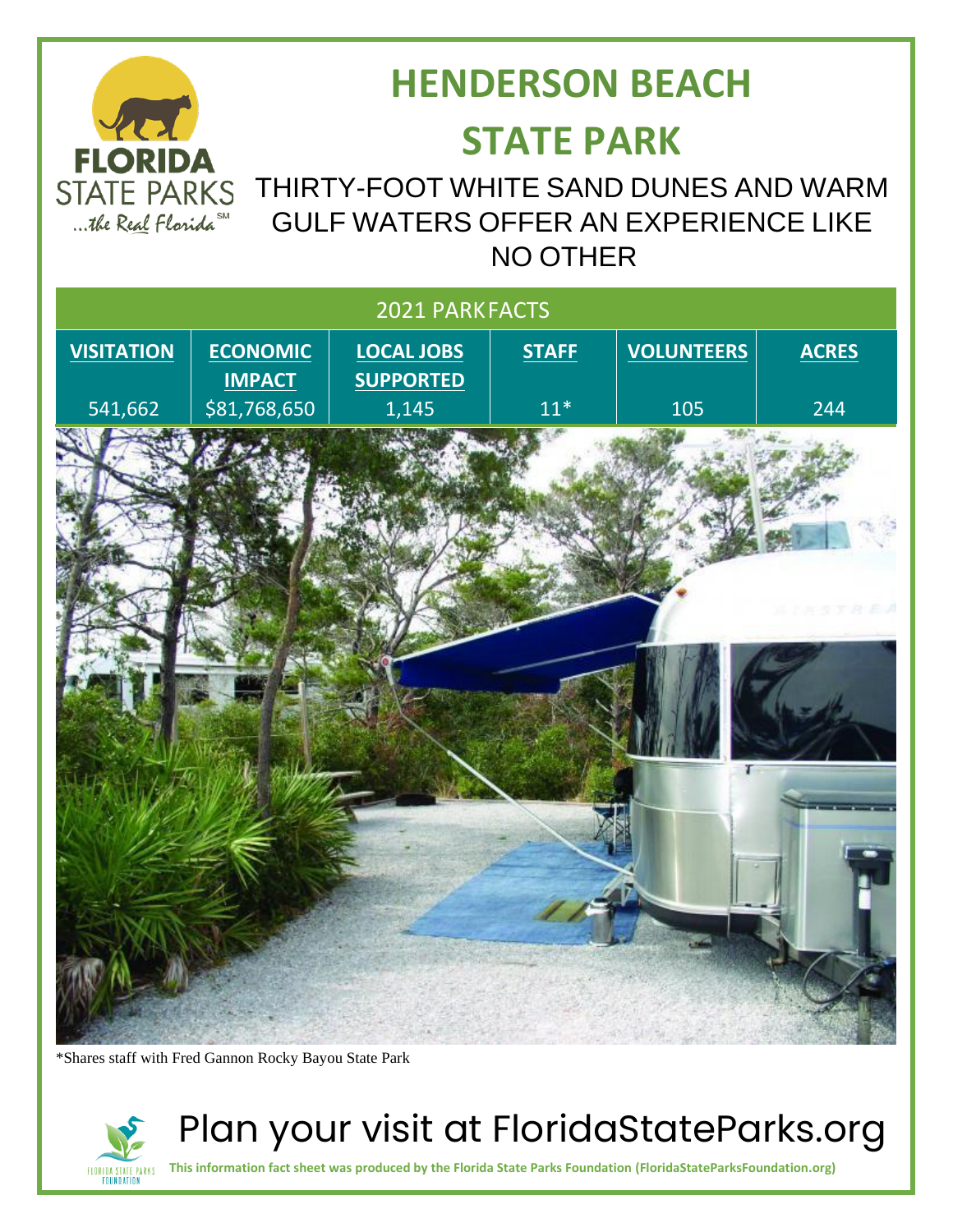# HENDERSON BEACH STATE PARK

THIRTY-FOOT WHITE SAND DUNES AND WARM GULF WATERS OFFER AN EXPERIENCE LIKE NO OTHER

| 2021 PARK FACTS | | | | | |
|---|---|---|---|---|---|
| **VISITATION** | **ECONOMIC IMPACT** | **LOCAL JOBS SUPPORTED** | **STAFF** | **VOLUNTEERS** | **ACRES** |
| 541,662 | $81,768,650 | 1,145 | 11* | 105 | 244 |

*Shares staff with Fred Gannon Rocky Bayou State Park

Plan your visit at FloridaStateParks.org

**This information fact sheet was produced by the Florida State Parks Foundation (FloridaStateParksFoundation.org)**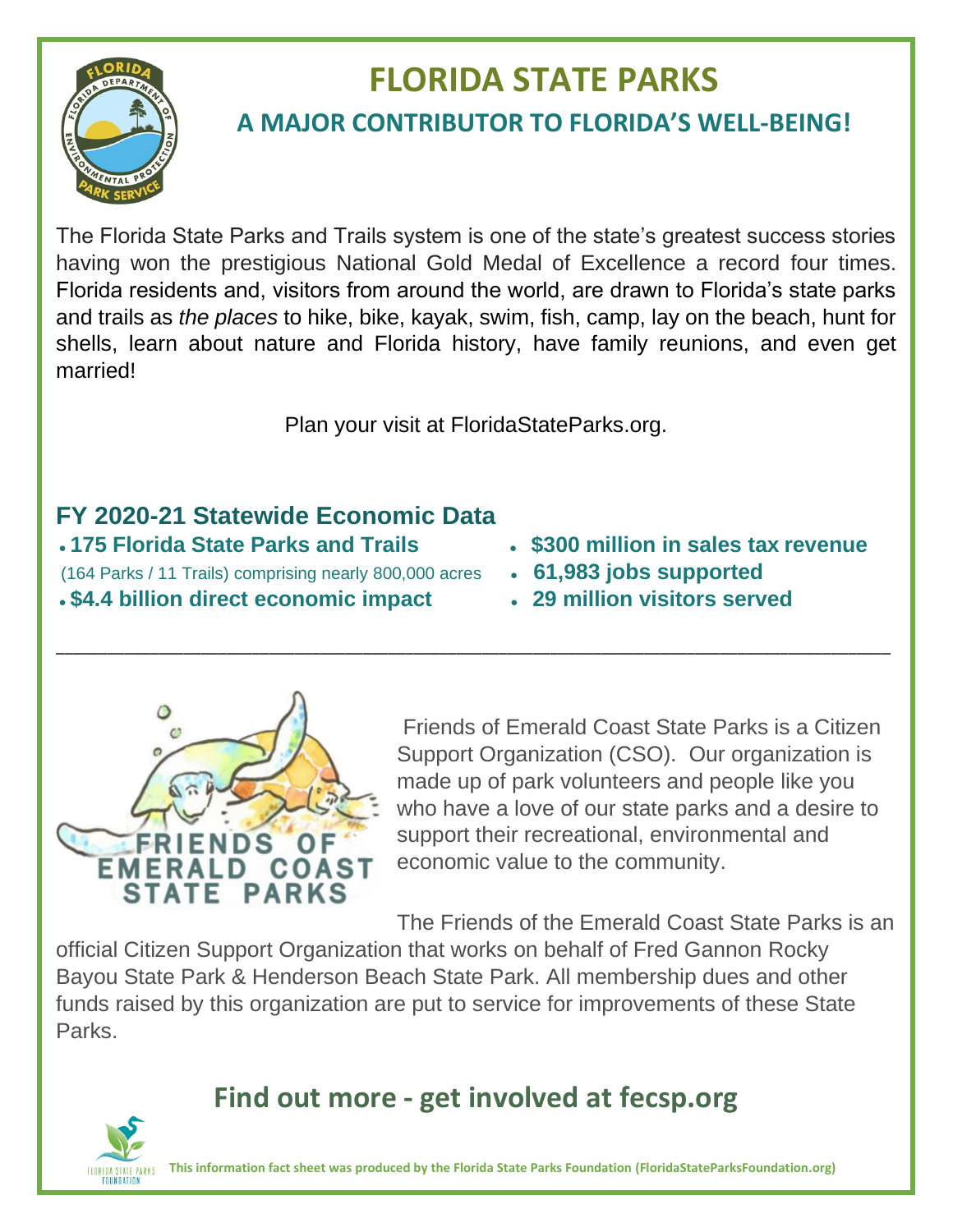# FLORIDA STATE PARKS

## A MAJOR CONTRIBUTOR TO FLORIDA'S WELL-BEING!

The Florida State Parks and Trails system is one of the state's greatest success stories having won the prestigious National Gold Medal of Excellence a record four times. Florida residents and, visitors from around the world, are drawn to Florida's state parks and trails as *the places* to hike, bike, kayak, swim, fish, camp, lay on the beach, hunt for shells, learn about nature and Florida history, have family reunions, and even get married!

Plan your visit at FloridaStateParks.org.

### FY 2020-21 Statewide Economic Data

- **175 Florida State Parks and Trails**
  (164 Parks / 11 Trails) comprising nearly 800,000 acres
- **$4.4 billion direct economic impact**
- **$300 million in sales tax revenue**
- **61,983 jobs supported**
- **29 million visitors served**

---

Friends of Emerald Coast State Parks is a Citizen Support Organization (CSO). Our organization is made up of park volunteers and people like you who have a love of our state parks and a desire to support their recreational, environmental and economic value to the community.

The Friends of the Emerald Coast State Parks is an official Citizen Support Organization that works on behalf of Fred Gannon Rocky Bayou State Park & Henderson Beach State Park. All membership dues and other funds raised by this organization are put to service for improvements of these State Parks.

## Find out more - get involved at fecsp.org

**This information fact sheet was produced by the Florida State Parks Foundation (FloridaStateParksFoundation.org)**